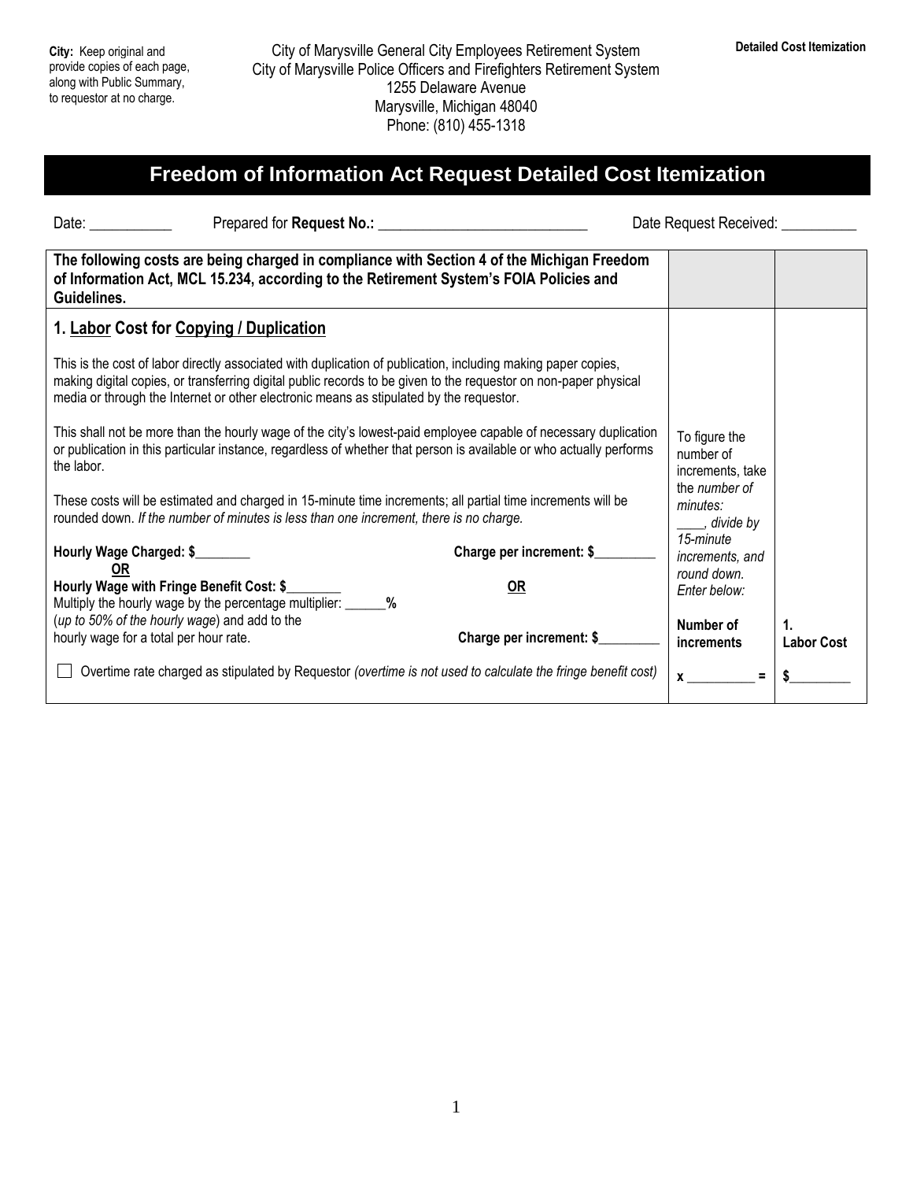City: Keep original and provide copies of each page, along with Public Summary, to requestor at no charge.

City of Marysville General City Employees Retirement System
City of Marysville Police Officers and Firefighters Retirement System
1255 Delaware Avenue
Marysville, Michigan 48040
Phone: (810) 455-1318

**Detailed Cost Itemization**

# Freedom of Information Act Request Detailed Cost Itemization

Date: ___________ Prepared for **Request No.:** ____________________________ Date Request Received: __________

| **The following costs are being charged in compliance with Section 4 of the Michigan Freedom of Information Act, MCL 15.234, according to the Retirement System's FOIA Policies and Guidelines.** | | |
|---|---|---|
| **1. Labor Cost for Copying / Duplication**<br><br>This is the cost of labor directly associated with duplication of publication, including making paper copies, making digital copies, or transferring digital public records to be given to the requestor on non-paper physical media or through the Internet or other electronic means as stipulated by the requestor.<br><br>This shall not be more than the hourly wage of the city's lowest-paid employee capable of necessary duplication or publication in this particular instance, regardless of whether that person is available or who actually performs the labor.<br><br>These costs will be estimated and charged in 15-minute time increments; all partial time increments will be rounded down. *If the number of minutes is less than one increment, there is no charge.*<br><br>**Hourly Wage Charged: $________** **Charge per increment: $_________**<br>**OR** **OR**<br>**Hourly Wage with Fringe Benefit Cost: $________**<br>Multiply the hourly wage by the percentage multiplier: ______%<br>(*up to 50% of the hourly wage*) and add to the hourly wage for a total per hour rate. **Charge per increment: $_________**<br><br>☐ Overtime rate charged as stipulated by Requestor *(overtime is not used to calculate the fringe benefit cost)* | To figure the number of increments, take the *number of minutes:* ____, *divide by 15-minute increments, and round down. Enter below:*<br><br>**Number of increments**<br><br>**x __________ =** | **1. Labor Cost**<br><br>**$_________** |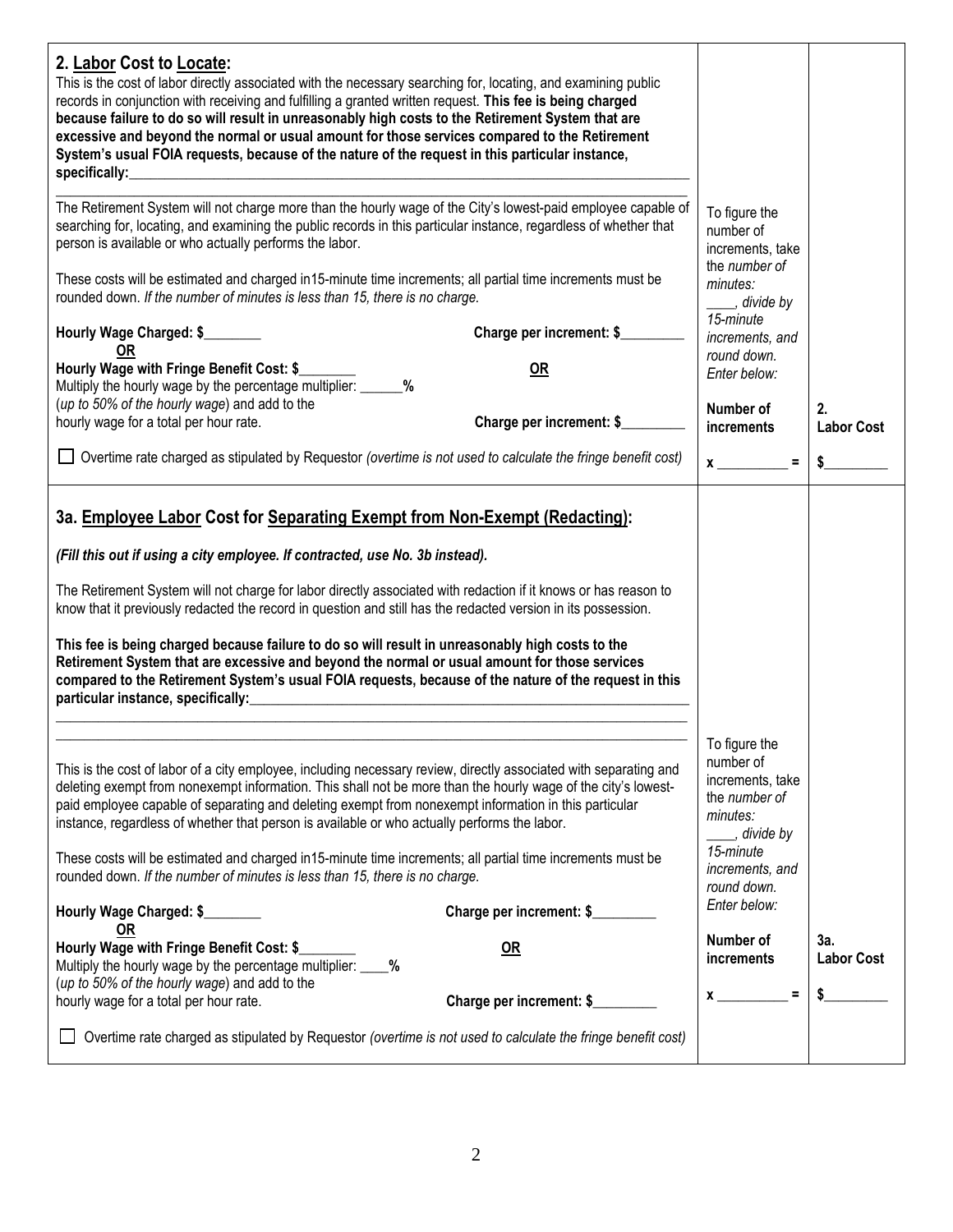## 2. Labor Cost to Locate:

This is the cost of labor directly associated with the necessary searching for, locating, and examining public records in conjunction with receiving and fulfilling a granted written request. **This fee is being charged because failure to do so will result in unreasonably high costs to the Retirement System that are excessive and beyond the normal or usual amount for those services compared to the Retirement System's usual FOIA requests, because of the nature of the request in this particular instance, specifically:**\_\_\_\_\_\_\_\_\_\_\_\_\_\_\_\_\_\_\_\_\_\_\_\_\_\_\_\_\_\_\_\_\_\_\_\_\_\_\_\_\_\_\_\_\_\_\_\_\_\_\_\_\_\_\_\_\_\_\_\_\_\_\_\_\_\_\_\_\_\_

\_\_\_\_\_\_\_\_\_\_\_\_\_\_\_\_\_\_\_\_\_\_\_\_\_\_\_\_\_\_\_\_\_\_\_\_\_\_\_\_\_\_\_\_\_\_\_\_\_\_\_\_\_\_\_\_\_\_\_\_\_\_\_\_\_\_\_\_\_\_\_\_\_\_\_\_\_\_\_\_\_\_

The Retirement System will not charge more than the hourly wage of the City's lowest-paid employee capable of searching for, locating, and examining the public records in this particular instance, regardless of whether that person is available or who actually performs the labor.

These costs will be estimated and charged in15-minute time increments; all partial time increments must be rounded down. *If the number of minutes is less than 15, there is no charge.*

**Hourly Wage Charged: $\_\_\_\_\_\_\_\_** — **Charge per increment: $\_\_\_\_\_\_\_\_\_**

**OR**

**Hourly Wage with Fringe Benefit Cost: $\_\_\_\_\_\_\_\_**
Multiply the hourly wage by the percentage multiplier: \_\_\_\_\_\_**%**
(*up to 50% of the hourly wage*) and add to the hourly wage for a total per hour rate. — **Charge per increment: $\_\_\_\_\_\_\_\_\_**

☐ Overtime rate charged as stipulated by Requestor *(overtime is not used to calculate the fringe benefit cost)*

To figure the number of increments, take the *number of minutes:* \_\_\_\_, *divide by 15-minute increments, and round down. Enter below:*

| Number of increments | 2. Labor Cost |
|---|---|
| x \_\_\_\_\_\_\_\_\_\_ = | $\_\_\_\_\_\_\_\_\_ |

## 3a. Employee Labor Cost for Separating Exempt from Non-Exempt (Redacting):

***(Fill this out if using a city employee. If contracted, use No. 3b instead).***

The Retirement System will not charge for labor directly associated with redaction if it knows or has reason to know that it previously redacted the record in question and still has the redacted version in its possession.

**This fee is being charged because failure to do so will result in unreasonably high costs to the Retirement System that are excessive and beyond the normal or usual amount for those services compared to the Retirement System's usual FOIA requests, because of the nature of the request in this particular instance, specifically:**\_\_\_\_\_\_\_\_\_\_\_\_\_\_\_\_\_\_\_\_\_\_\_\_\_\_\_\_\_\_\_\_\_\_\_\_\_\_\_\_\_\_\_\_\_\_\_\_\_\_\_\_\_\_\_\_\_\_\_\_\_\_

\_\_\_\_\_\_\_\_\_\_\_\_\_\_\_\_\_\_\_\_\_\_\_\_\_\_\_\_\_\_\_\_\_\_\_\_\_\_\_\_\_\_\_\_\_\_\_\_\_\_\_\_\_\_\_\_\_\_\_\_\_\_\_\_\_\_\_\_\_\_\_\_\_\_\_\_\_\_\_\_\_\_

\_\_\_\_\_\_\_\_\_\_\_\_\_\_\_\_\_\_\_\_\_\_\_\_\_\_\_\_\_\_\_\_\_\_\_\_\_\_\_\_\_\_\_\_\_\_\_\_\_\_\_\_\_\_\_\_\_\_\_\_\_\_\_\_\_\_\_\_\_\_\_\_\_\_\_\_\_\_\_\_\_\_

This is the cost of labor of a city employee, including necessary review, directly associated with separating and deleting exempt from nonexempt information. This shall not be more than the hourly wage of the city's lowest-paid employee capable of separating and deleting exempt from nonexempt information in this particular instance, regardless of whether that person is available or who actually performs the labor.

These costs will be estimated and charged in15-minute time increments; all partial time increments must be rounded down. *If the number of minutes is less than 15, there is no charge.*

**Hourly Wage Charged: $\_\_\_\_\_\_\_\_** — **Charge per increment: $\_\_\_\_\_\_\_\_\_**

**OR**

**Hourly Wage with Fringe Benefit Cost: $\_\_\_\_\_\_\_\_**
Multiply the hourly wage by the percentage multiplier: \_\_\_\_**%**
(*up to 50% of the hourly wage*) and add to the hourly wage for a total per hour rate. — **Charge per increment: $\_\_\_\_\_\_\_\_\_**

☐ Overtime rate charged as stipulated by Requestor *(overtime is not used to calculate the fringe benefit cost)*

To figure the number of increments, take the *number of minutes:* \_\_\_\_, *divide by 15-minute increments, and round down. Enter below:*

| Number of increments | 3a. Labor Cost |
|---|---|
| x \_\_\_\_\_\_\_\_\_\_ = | $\_\_\_\_\_\_\_\_\_ |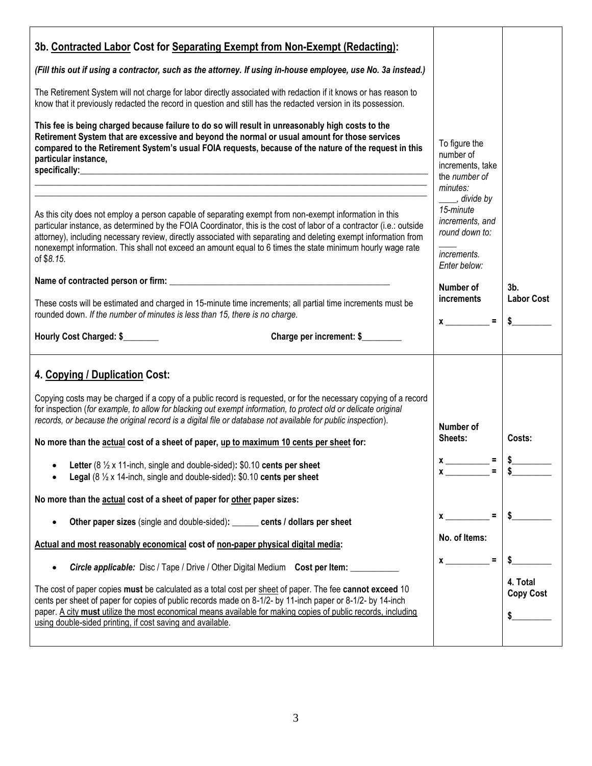| **3b. Contracted Labor Cost for Separating Exempt from Non-Exempt (Redacting):** | | |
|---|---|---|
| ***(Fill this out if using a contractor, such as the attorney. If using in-house employee, use No. 3a instead.)***<br><br>The Retirement System will not charge for labor directly associated with redaction if it knows or has reason to know that it previously redacted the record in question and still has the redacted version in its possession.<br><br>**This fee is being charged because failure to do so will result in unreasonably high costs to the Retirement System that are excessive and beyond the normal or usual amount for those services compared to the Retirement System's usual FOIA requests, because of the nature of the request in this particular instance, specifically:**\_\_\_\_\_\_\_\_\_\_\_\_\_\_\_\_\_\_\_\_\_\_\_\_\_\_\_\_\_\_\_\_\_\_\_\_\_\_\_\_\_\_\_\_\_\_\_\_\_\_\_\_\_\_\_\_\_\_\_\_\_\_\_\_\_\_\_\_\_\_\_\_\_\_\_\_<br><br>As this city does not employ a person capable of separating exempt from non-exempt information in this particular instance, as determined by the FOIA Coordinator, this is the cost of labor of a contractor (i.e.: outside attorney), including necessary review, directly associated with separating and deleting exempt information from nonexempt information. This shall not exceed an amount equal to 6 times the state minimum hourly wage rate of $*8.15*.<br><br>**Name of contracted person or firm:** \_\_\_\_\_\_\_\_\_\_\_\_\_\_\_\_\_\_\_\_\_\_\_\_\_\_\_\_\_\_\_\_\_\_\_\_\_\_\_\_\_\_\_\_\_\_\_\_<br><br>These costs will be estimated and charged in 15-minute time increments; all partial time increments must be rounded down. *If the number of minutes is less than 15, there is no charge.*<br><br>**Hourly Cost Charged: $**\_\_\_\_\_\_\_\_ **Charge per increment: $**\_\_\_\_\_\_\_\_\_ | To figure the number of increments, take the *number of minutes:* \_\_\_\_, *divide by 15-minute increments, and round down to:* \_\_\_\_ *increments. Enter below:*<br><br>**Number of increments**<br><br>**x** \_\_\_\_\_\_\_\_\_\_ **=** | **3b. Labor Cost**<br><br>**$**\_\_\_\_\_\_\_\_\_ |
| **4. Copying / Duplication Cost:**<br><br>Copying costs may be charged if a copy of a public record is requested, or for the necessary copying of a record for inspection (*for example, to allow for blacking out exempt information, to protect old or delicate original records, or because the original record is a digital file or database not available for public inspection*).<br><br>**No more than the actual cost of a sheet of paper, up to maximum 10 cents per sheet for:**<br><br>• **Letter** (8 ½ x 11-inch, single and double-sided)**:** $0.10 **cents per sheet**<br>• **Legal** (8 ½ x 14-inch, single and double-sided)**:** $0.10 **cents per sheet**<br><br>**No more than the actual cost of a sheet of paper for other paper sizes:**<br><br>• **Other paper sizes** (single and double-sided)**:** \_\_\_\_\_\_ **cents / dollars per sheet**<br><br>**Actual and most reasonably economical cost of non-paper physical digital media:**<br><br>• ***Circle applicable:*** Disc / Tape / Drive / Other Digital Medium **Cost per Item:** \_\_\_\_\_\_\_\_\_\_\_<br><br>The cost of paper copies **must** be calculated as a total cost per sheet of paper. The fee **cannot exceed** 10 cents per sheet of paper for copies of public records made on 8-1/2- by 11-inch paper or 8-1/2- by 14-inch paper. A city **must** utilize the most economical means available for making copies of public records, including using double-sided printing, if cost saving and available. | **Number of Sheets:**<br><br>**x** \_\_\_\_\_\_\_\_\_\_ **=**<br>**x** \_\_\_\_\_\_\_\_\_\_ **=**<br><br>**x** \_\_\_\_\_\_\_\_\_\_ **=**<br><br>**No. of Items:**<br><br>**x** \_\_\_\_\_\_\_\_\_\_ **=** | **Costs:**<br><br>**$**\_\_\_\_\_\_\_\_\_<br>**$**\_\_\_\_\_\_\_\_\_<br><br>**$**\_\_\_\_\_\_\_\_\_<br><br>**$**\_\_\_\_\_\_\_\_\_<br><br>**4. Total Copy Cost**<br><br>**$**\_\_\_\_\_\_\_\_\_ |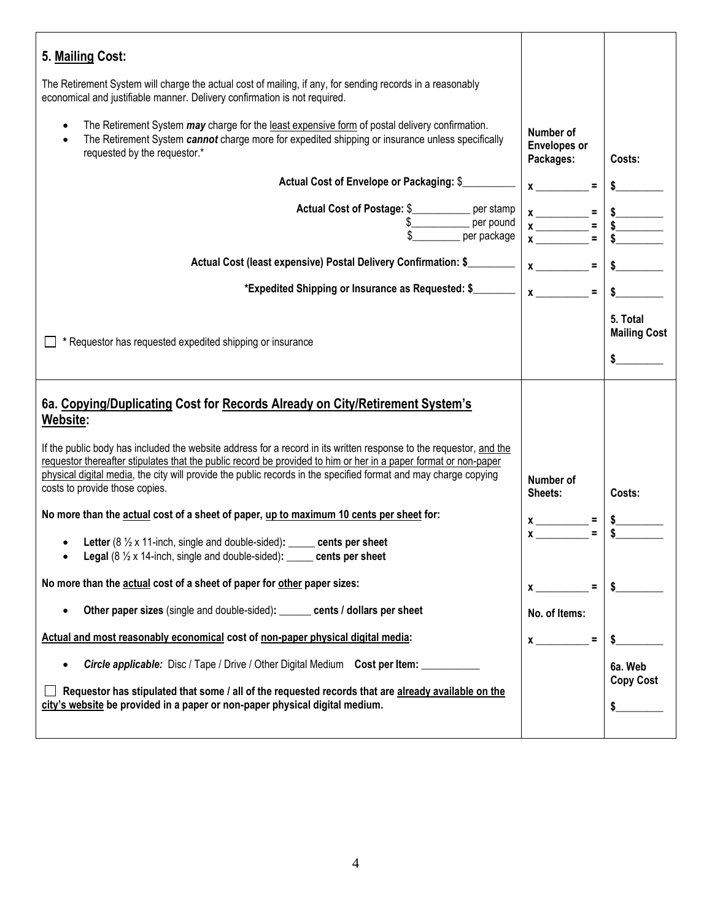| **5. Mailing Cost:** | | |
|---|---|---|
| The Retirement System will charge the actual cost of mailing, if any, for sending records in a reasonably economical and justifiable manner. Delivery confirmation is not required.<br>• The Retirement System ***may*** charge for the least expensive form of postal delivery confirmation.<br>• The Retirement System ***cannot*** charge more for expedited shipping or insurance unless specifically requested by the requestor.* | **Number of Envelopes or Packages:** | **Costs:** |
| **Actual Cost of Envelope or Packaging:** $__________ | **x __________ =** | **$_________** |
| **Actual Cost of Postage:** $___________ per stamp | **x __________ =** | **$_________** |
| $___________ per pound | **x __________ =** | **$_________** |
| $_________ per package | **x __________ =** | **$_________** |
| **Actual Cost (least expensive) Postal Delivery Confirmation: $_________** | **x __________ =** | **$_________** |
| ***Expedited Shipping or Insurance as Requested: $________** | **x __________ =** | **$_________** |
| ☐ * Requestor has requested expedited shipping or insurance | | **5. Total Mailing Cost**<br>**$_________** |

| **6a. Copying/Duplicating Cost for Records Already on City/Retirement System's Website:** | | |
|---|---|---|
| If the public body has included the website address for a record in its written response to the requestor, and the requestor thereafter stipulates that the public record be provided to him or her in a paper format or non-paper physical digital media, the city will provide the public records in the specified format and may charge copying costs to provide those copies. | **Number of Sheets:** | **Costs:** |
| **No more than the actual cost of a sheet of paper, up to maximum 10 cents per sheet for:**<br>• **Letter** (8 ½ x 11-inch, single and double-sided)**: _____ cents per sheet**<br>• **Legal** (8 ½ x 14-inch, single and double-sided)**: _____ cents per sheet** | **x __________ =**<br>**x __________ =** | **$_________**<br>**$_________** |
| **No more than the actual cost of a sheet of paper for other paper sizes:**<br>• **Other paper sizes** (single and double-sided)**: ______ cents / dollars per sheet** | **x __________ =** | **$_________** |
| | **No. of Items:** | |
| **Actual and most reasonably economical cost of non-paper physical digital media:**<br>• ***Circle applicable:*** Disc / Tape / Drive / Other Digital Medium **Cost per Item:** ___________ | **x __________ =** | **$_________** |
| ☐ **Requestor has stipulated that some / all of the requested records that are already available on the city's website be provided in a paper or non-paper physical digital medium.** | | **6a. Web Copy Cost**<br>**$_________** |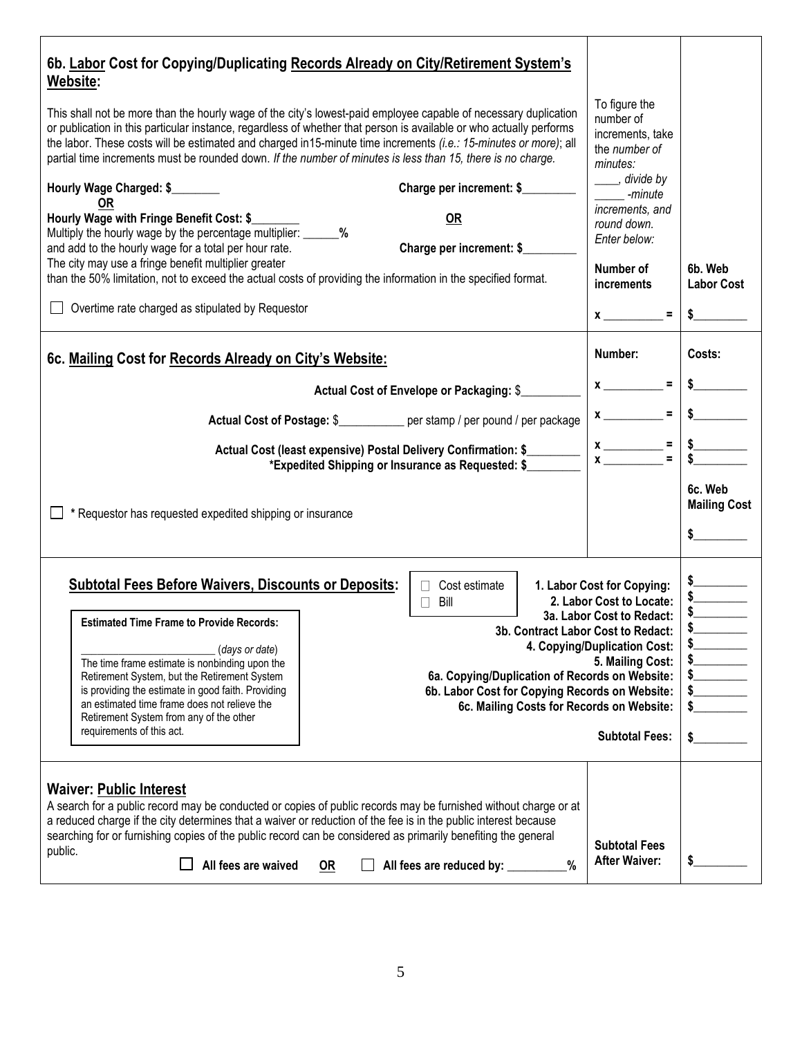## 6b. Labor Cost for Copying/Duplicating Records Already on City/Retirement System's Website:

This shall not be more than the hourly wage of the city's lowest-paid employee capable of necessary duplication or publication in this particular instance, regardless of whether that person is available or who actually performs the labor. These costs will be estimated and charged in15-minute time increments *(i.e.: 15-minutes or more)*; all partial time increments must be rounded down. *If the number of minutes is less than 15, there is no charge.*

**Hourly Wage Charged: $________** **Charge per increment: $_________**

**OR** **OR**

**Hourly Wage with Fringe Benefit Cost: $________**
Multiply the hourly wage by the percentage multiplier: ______**%**
and add to the hourly wage for a total per hour rate. **Charge per increment: $_________**
The city may use a fringe benefit multiplier greater than the 50% limitation, not to exceed the actual costs of providing the information in the specified format.

☐ Overtime rate charged as stipulated by Requestor

To figure the number of increments, take the *number of minutes:* ____, *divide by* _____ *-minute increments, and round down. Enter below:*

| Number of increments | 6b. Web Labor Cost |
|---|---|
| x __________ = | $_________ |

## 6c. Mailing Cost for Records Already on City's Website:

| | Number: | Costs: |
|---|---|---|
| **Actual Cost of Envelope or Packaging:** $__________ | x __________ = | $_________ |
| **Actual Cost of Postage:** $___________ per stamp / per pound / per package | x __________ = | $_________ |
| **Actual Cost (least expensive) Postal Delivery Confirmation: $_________** | x __________ = | $_________ |
| **\*Expedited Shipping or Insurance as Requested: $_________** | x __________ = | $_________ |
| ☐ * Requestor has requested expedited shipping or insurance | | **6c. Web Mailing Cost** $_________ |

## Subtotal Fees Before Waivers, Discounts or Deposits:

☐ Cost estimate
☐ Bill

| | |
|---|---|
| **1. Labor Cost for Copying:** | $_________ |
| **2. Labor Cost to Locate:** | $_________ |
| **3a. Labor Cost to Redact:** | $_________ |
| **3b. Contract Labor Cost to Redact:** | $_________ |
| **4. Copying/Duplication Cost:** | $_________ |
| **5. Mailing Cost:** | $_________ |
| **6a. Copying/Duplication of Records on Website:** | $_________ |
| **6b. Labor Cost for Copying Records on Website:** | $_________ |
| **6c. Mailing Costs for Records on Website:** | $_________ |
| **Subtotal Fees:** | $_________ |

**Estimated Time Frame to Provide Records:**

________________________ (*days or date*)
The time frame estimate is nonbinding upon the Retirement System, but the Retirement System is providing the estimate in good faith. Providing an estimated time frame does not relieve the Retirement System from any of the other requirements of this act.

## Waiver: Public Interest

A search for a public record may be conducted or copies of public records may be furnished without charge or at a reduced charge if the city determines that a waiver or reduction of the fee is in the public interest because searching for or furnishing copies of the public record can be considered as primarily benefiting the general public.

☐ **All fees are waived** **OR** ☐ **All fees are reduced by: __________%**

**Subtotal Fees After Waiver:** $_________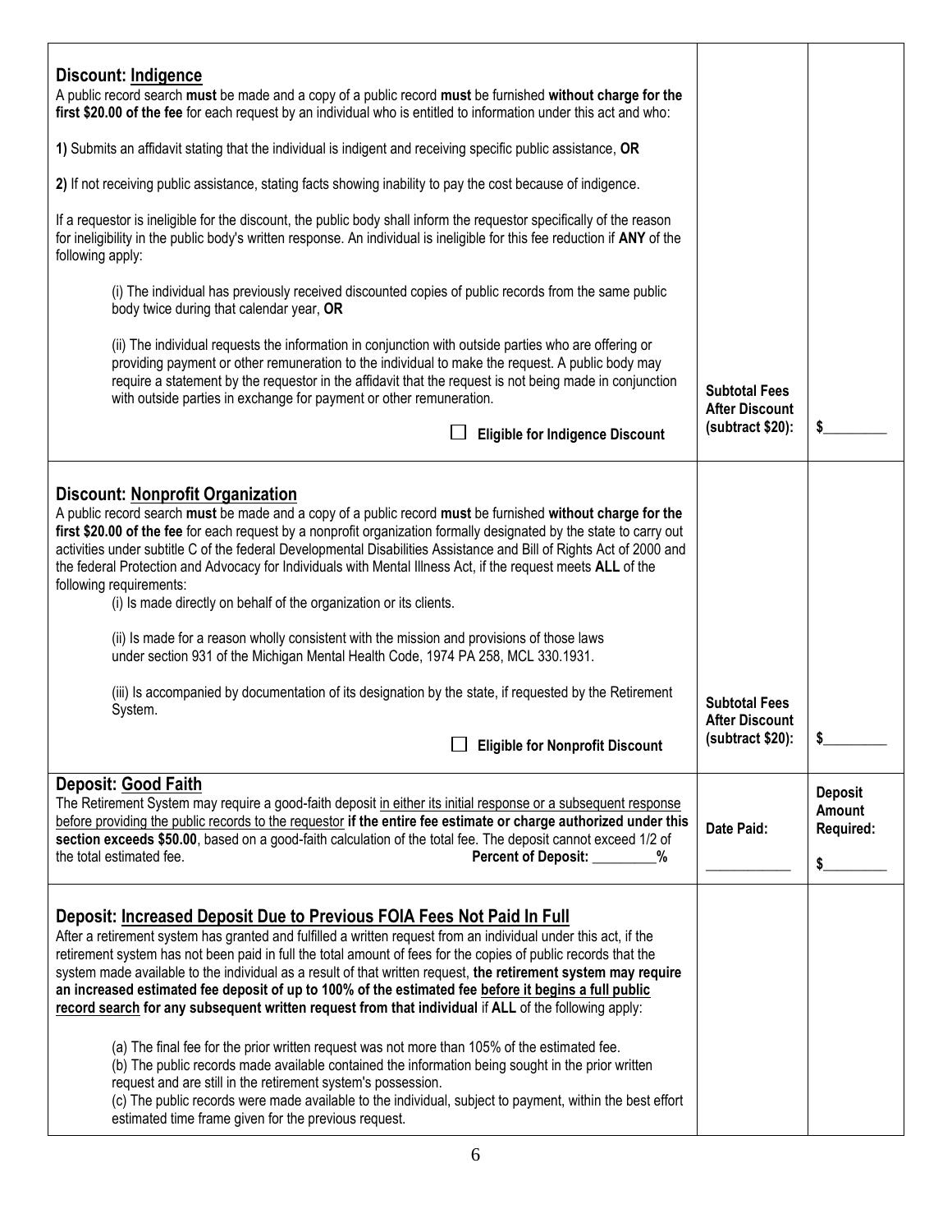| | | |
|---|---|---|
| **Discount: <u>Indigence</u>**<br>A public record search **must** be made and a copy of a public record **must** be furnished **without charge for the first $20.00 of the fee** for each request by an individual who is entitled to information under this act and who:<br><br>**1)** Submits an affidavit stating that the individual is indigent and receiving specific public assistance, **OR**<br><br>**2)** If not receiving public assistance, stating facts showing inability to pay the cost because of indigence.<br><br>If a requestor is ineligible for the discount, the public body shall inform the requestor specifically of the reason for ineligibility in the public body's written response. An individual is ineligible for this fee reduction if **ANY** of the following apply:<br><br>(i) The individual has previously received discounted copies of public records from the same public body twice during that calendar year, **OR**<br><br>(ii) The individual requests the information in conjunction with outside parties who are offering or providing payment or other remuneration to the individual to make the request. A public body may require a statement by the requestor in the affidavit that the request is not being made in conjunction with outside parties in exchange for payment or other remuneration.<br><br>☐ **Eligible for Indigence Discount** | **Subtotal Fees After Discount (subtract $20):** | $_________ |
| **Discount: <u>Nonprofit Organization</u>**<br>A public record search **must** be made and a copy of a public record **must** be furnished **without charge for the first $20.00 of the fee** for each request by a nonprofit organization formally designated by the state to carry out activities under subtitle C of the federal Developmental Disabilities Assistance and Bill of Rights Act of 2000 and the federal Protection and Advocacy for Individuals with Mental Illness Act, if the request meets **ALL** of the following requirements:<br>(i) Is made directly on behalf of the organization or its clients.<br><br>(ii) Is made for a reason wholly consistent with the mission and provisions of those laws under section 931 of the Michigan Mental Health Code, 1974 PA 258, MCL 330.1931.<br><br>(iii) Is accompanied by documentation of its designation by the state, if requested by the Retirement System.<br><br>☐ **Eligible for Nonprofit Discount** | **Subtotal Fees After Discount (subtract $20):** | $_________ |
| **Deposit: <u>Good Faith</u>**<br>The Retirement System may require a good-faith deposit <u>in either its initial response or a subsequent response before providing the public records to the requestor</u> **if the entire fee estimate or charge authorized under this section exceeds $50.00**, based on a good-faith calculation of the total fee. The deposit cannot exceed 1/2 of the total estimated fee. **Percent of Deposit: _________%** | **Date Paid:**<br><br>____________ | **Deposit Amount Required:**<br><br>$_________ |
| **Deposit: <u>Increased Deposit Due to Previous FOIA Fees Not Paid In Full</u>**<br>After a retirement system has granted and fulfilled a written request from an individual under this act, if the retirement system has not been paid in full the total amount of fees for the copies of public records that the system made available to the individual as a result of that written request, **the retirement system may require an increased estimated fee deposit of up to 100% of the estimated fee <u>before it begins a full public record search</u> for any subsequent written request from that individual** if **ALL** of the following apply:<br><br>(a) The final fee for the prior written request was not more than 105% of the estimated fee.<br>(b) The public records made available contained the information being sought in the prior written request and are still in the retirement system's possession.<br>(c) The public records were made available to the individual, subject to payment, within the best effort estimated time frame given for the previous request. | | |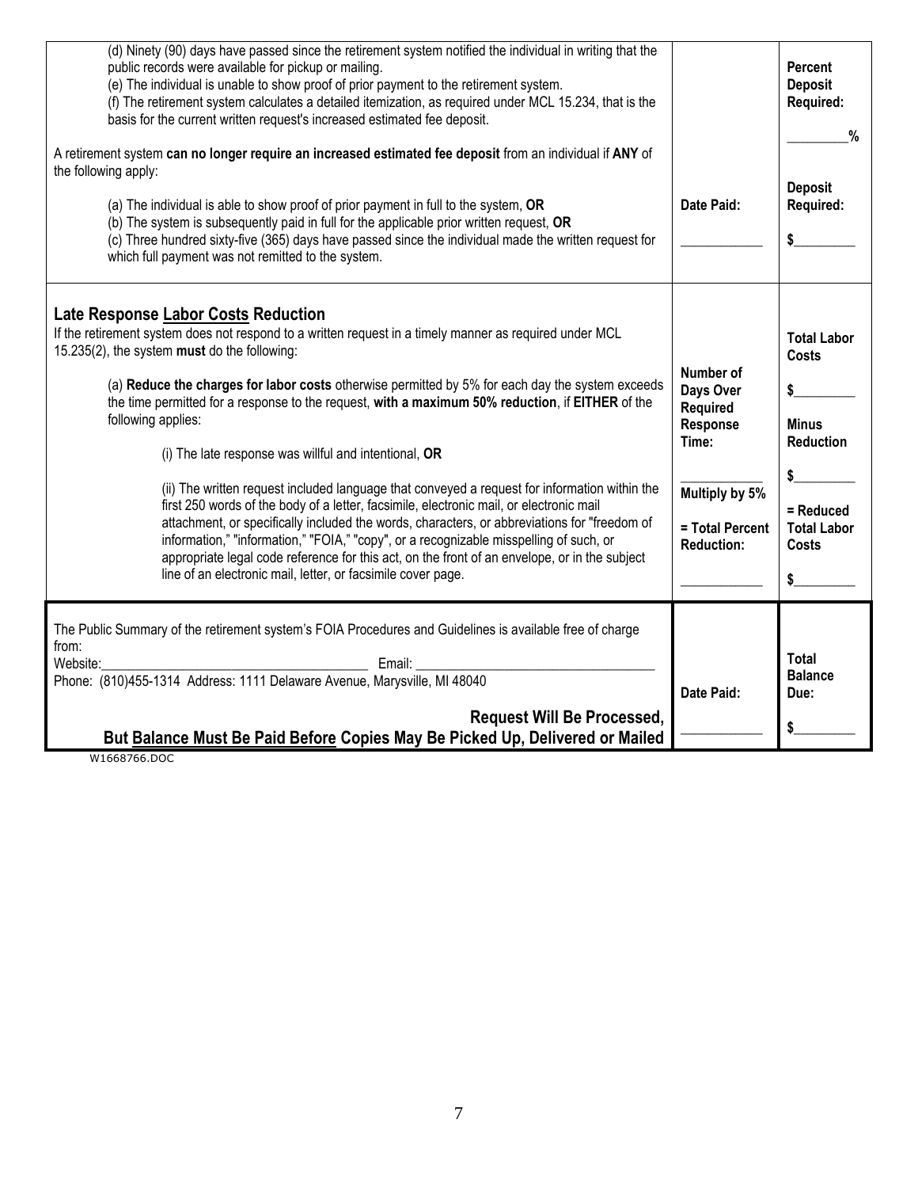| | | |
|---|---|---|
| (d) Ninety (90) days have passed since the retirement system notified the individual in writing that the public records were available for pickup or mailing.<br>(e) The individual is unable to show proof of prior payment to the retirement system.<br>(f) The retirement system calculates a detailed itemization, as required under MCL 15.234, that is the basis for the current written request's increased estimated fee deposit.<br><br>A retirement system **can no longer require an increased estimated fee deposit** from an individual if **ANY** of the following apply:<br><br>(a) The individual is able to show proof of prior payment in full to the system, **OR**<br>(b) The system is subsequently paid in full for the applicable prior written request, **OR**<br>(c) Three hundred sixty-five (365) days have passed since the individual made the written request for which full payment was not remitted to the system. | **Date Paid:**<br><br>\_\_\_\_\_\_\_\_\_\_\_\_ | **Percent Deposit Required:**<br><br>\_\_\_\_\_\_\_\_\_**%**<br><br>**Deposit Required:**<br><br>**$**\_\_\_\_\_\_\_\_\_ |
| **Late Response <u>Labor Costs</u> Reduction**<br>If the retirement system does not respond to a written request in a timely manner as required under MCL 15.235(2), the system **must** do the following:<br><br>(a) **Reduce the charges for labor costs** otherwise permitted by 5% for each day the system exceeds the time permitted for a response to the request, **with a maximum 50% reduction**, if **EITHER** of the following applies:<br><br>(i) The late response was willful and intentional, **OR**<br><br>(ii) The written request included language that conveyed a request for information within the first 250 words of the body of a letter, facsimile, electronic mail, or electronic mail attachment, or specifically included the words, characters, or abbreviations for "freedom of information," "information," "FOIA," "copy", or a recognizable misspelling of such, or appropriate legal code reference for this act, on the front of an envelope, or in the subject line of an electronic mail, letter, or facsimile cover page. | **Number of Days Over Required Response Time:**<br><br>\_\_\_\_\_\_\_\_\_\_\_\_<br>**Multiply by 5%**<br><br>**= Total Percent Reduction:**<br><br>\_\_\_\_\_\_\_\_\_\_\_\_ | **Total Labor Costs**<br><br>**$**\_\_\_\_\_\_\_\_\_<br><br>**Minus Reduction**<br><br>**$**\_\_\_\_\_\_\_\_\_<br><br>**= Reduced Total Labor Costs**<br><br>**$**\_\_\_\_\_\_\_\_\_ |
| The Public Summary of the retirement system's FOIA Procedures and Guidelines is available free of charge from:<br>Website:\_\_\_\_\_\_\_\_\_\_\_\_\_\_\_\_\_\_\_\_\_\_\_\_\_\_\_\_\_\_\_\_\_\_\_\_\_\_ Email: \_\_\_\_\_\_\_\_\_\_\_\_\_\_\_\_\_\_\_\_\_\_\_\_\_\_\_\_\_\_\_\_\_\_<br>Phone: (810)455-1314 Address: 1111 Delaware Avenue, Marysville, MI 48040<br><br>**Request Will Be Processed,**<br>**But <u>Balance Must Be Paid Before</u> Copies May Be Picked Up, Delivered or Mailed** | **Date Paid:**<br><br>\_\_\_\_\_\_\_\_\_\_\_\_ | **Total Balance Due:**<br><br>**$**\_\_\_\_\_\_\_\_\_ |

W1668766.DOC